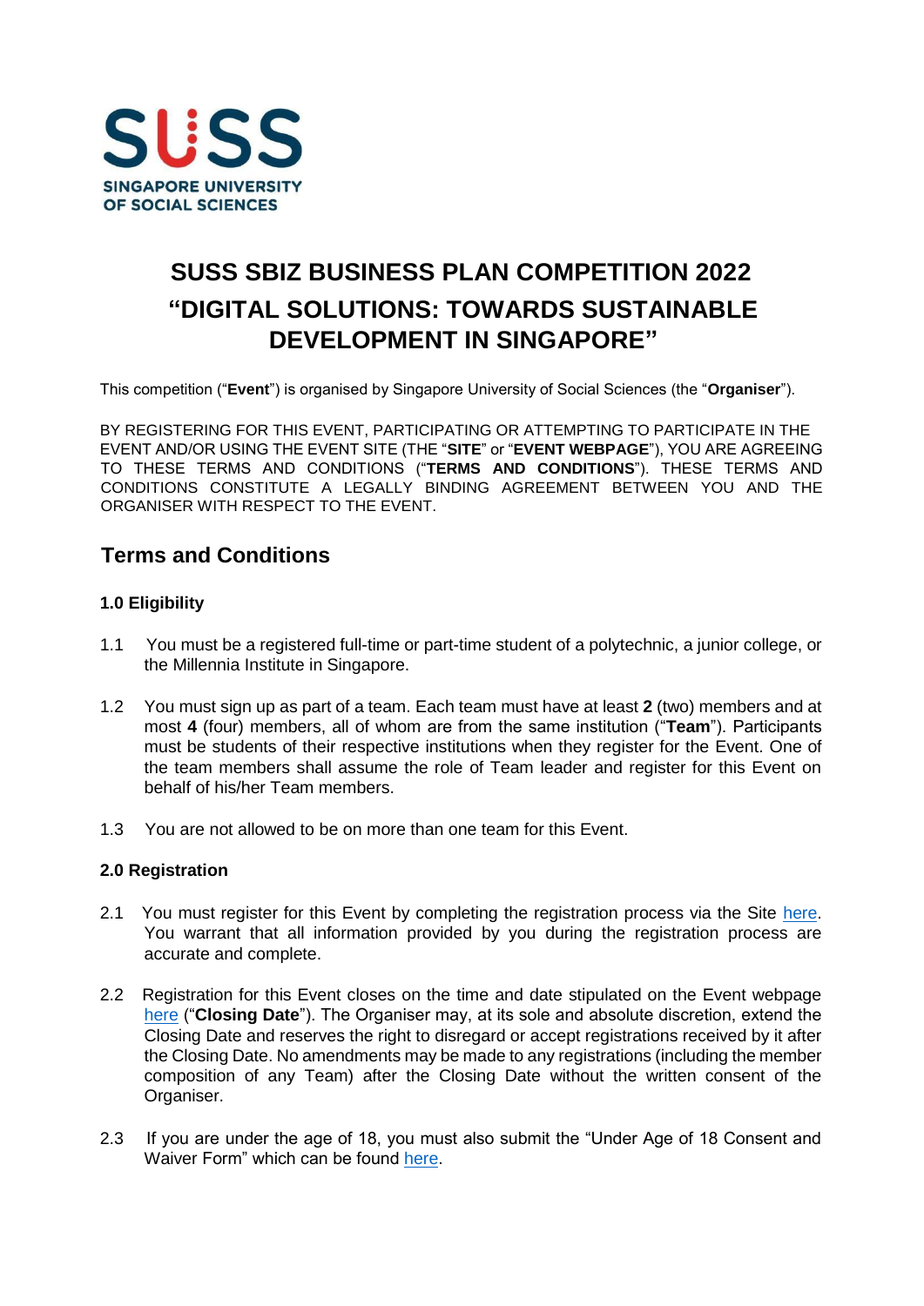SUSS
SINGAPORE UNIVERSITY OF SOCIAL SCIENCES

# SUSS SBIZ BUSINESS PLAN COMPETITION 2022
# "DIGITAL SOLUTIONS: TOWARDS SUSTAINABLE DEVELOPMENT IN SINGAPORE"

This competition ("**Event**") is organised by Singapore University of Social Sciences (the "**Organiser**").

BY REGISTERING FOR THIS EVENT, PARTICIPATING OR ATTEMPTING TO PARTICIPATE IN THE EVENT AND/OR USING THE EVENT SITE (THE "**SITE**" or "**EVENT WEBPAGE**"), YOU ARE AGREEING TO THESE TERMS AND CONDITIONS ("**TERMS AND CONDITIONS**"). THESE TERMS AND CONDITIONS CONSTITUTE A LEGALLY BINDING AGREEMENT BETWEEN YOU AND THE ORGANISER WITH RESPECT TO THE EVENT.

## Terms and Conditions

### 1.0 Eligibility

1.1 You must be a registered full-time or part-time student of a polytechnic, a junior college, or the Millennia Institute in Singapore.

1.2 You must sign up as part of a team. Each team must have at least **2** (two) members and at most **4** (four) members, all of whom are from the same institution ("**Team**"). Participants must be students of their respective institutions when they register for the Event. One of the team members shall assume the role of Team leader and register for this Event on behalf of his/her Team members.

1.3 You are not allowed to be on more than one team for this Event.

### 2.0 Registration

2.1 You must register for this Event by completing the registration process via the Site here. You warrant that all information provided by you during the registration process are accurate and complete.

2.2 Registration for this Event closes on the time and date stipulated on the Event webpage here ("**Closing Date**"). The Organiser may, at its sole and absolute discretion, extend the Closing Date and reserves the right to disregard or accept registrations received by it after the Closing Date. No amendments may be made to any registrations (including the member composition of any Team) after the Closing Date without the written consent of the Organiser.

2.3 If you are under the age of 18, you must also submit the "Under Age of 18 Consent and Waiver Form" which can be found here.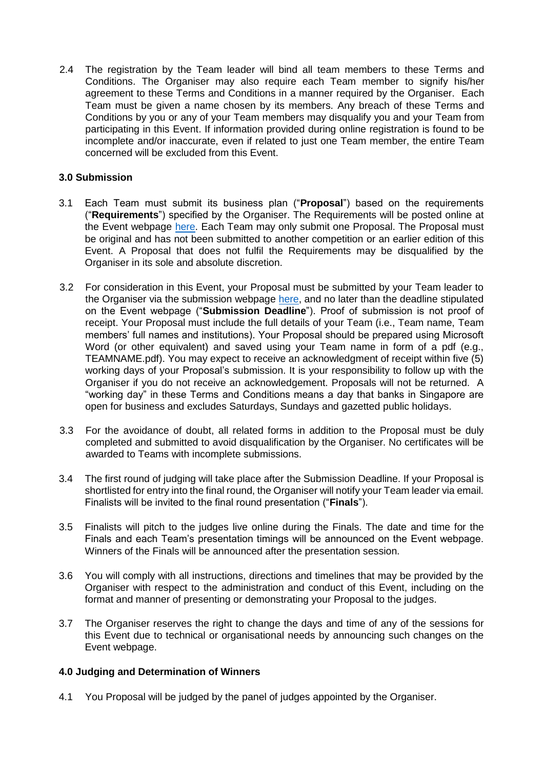2.4 The registration by the Team leader will bind all team members to these Terms and Conditions. The Organiser may also require each Team member to signify his/her agreement to these Terms and Conditions in a manner required by the Organiser. Each Team must be given a name chosen by its members. Any breach of these Terms and Conditions by you or any of your Team members may disqualify you and your Team from participating in this Event. If information provided during online registration is found to be incomplete and/or inaccurate, even if related to just one Team member, the entire Team concerned will be excluded from this Event.

### 3.0 Submission

3.1 Each Team must submit its business plan ("**Proposal**") based on the requirements ("**Requirements**") specified by the Organiser. The Requirements will be posted online at the Event webpage here. Each Team may only submit one Proposal. The Proposal must be original and has not been submitted to another competition or an earlier edition of this Event. A Proposal that does not fulfil the Requirements may be disqualified by the Organiser in its sole and absolute discretion.

3.2 For consideration in this Event, your Proposal must be submitted by your Team leader to the Organiser via the submission webpage here, and no later than the deadline stipulated on the Event webpage ("**Submission Deadline**"). Proof of submission is not proof of receipt. Your Proposal must include the full details of your Team (i.e., Team name, Team members' full names and institutions). Your Proposal should be prepared using Microsoft Word (or other equivalent) and saved using your Team name in form of a pdf (e.g., TEAMNAME.pdf). You may expect to receive an acknowledgment of receipt within five (5) working days of your Proposal's submission. It is your responsibility to follow up with the Organiser if you do not receive an acknowledgement. Proposals will not be returned. A "working day" in these Terms and Conditions means a day that banks in Singapore are open for business and excludes Saturdays, Sundays and gazetted public holidays.

3.3 For the avoidance of doubt, all related forms in addition to the Proposal must be duly completed and submitted to avoid disqualification by the Organiser. No certificates will be awarded to Teams with incomplete submissions.

3.4 The first round of judging will take place after the Submission Deadline. If your Proposal is shortlisted for entry into the final round, the Organiser will notify your Team leader via email. Finalists will be invited to the final round presentation ("**Finals**").

3.5 Finalists will pitch to the judges live online during the Finals. The date and time for the Finals and each Team's presentation timings will be announced on the Event webpage. Winners of the Finals will be announced after the presentation session.

3.6 You will comply with all instructions, directions and timelines that may be provided by the Organiser with respect to the administration and conduct of this Event, including on the format and manner of presenting or demonstrating your Proposal to the judges.

3.7 The Organiser reserves the right to change the days and time of any of the sessions for this Event due to technical or organisational needs by announcing such changes on the Event webpage.

### 4.0 Judging and Determination of Winners

4.1 You Proposal will be judged by the panel of judges appointed by the Organiser.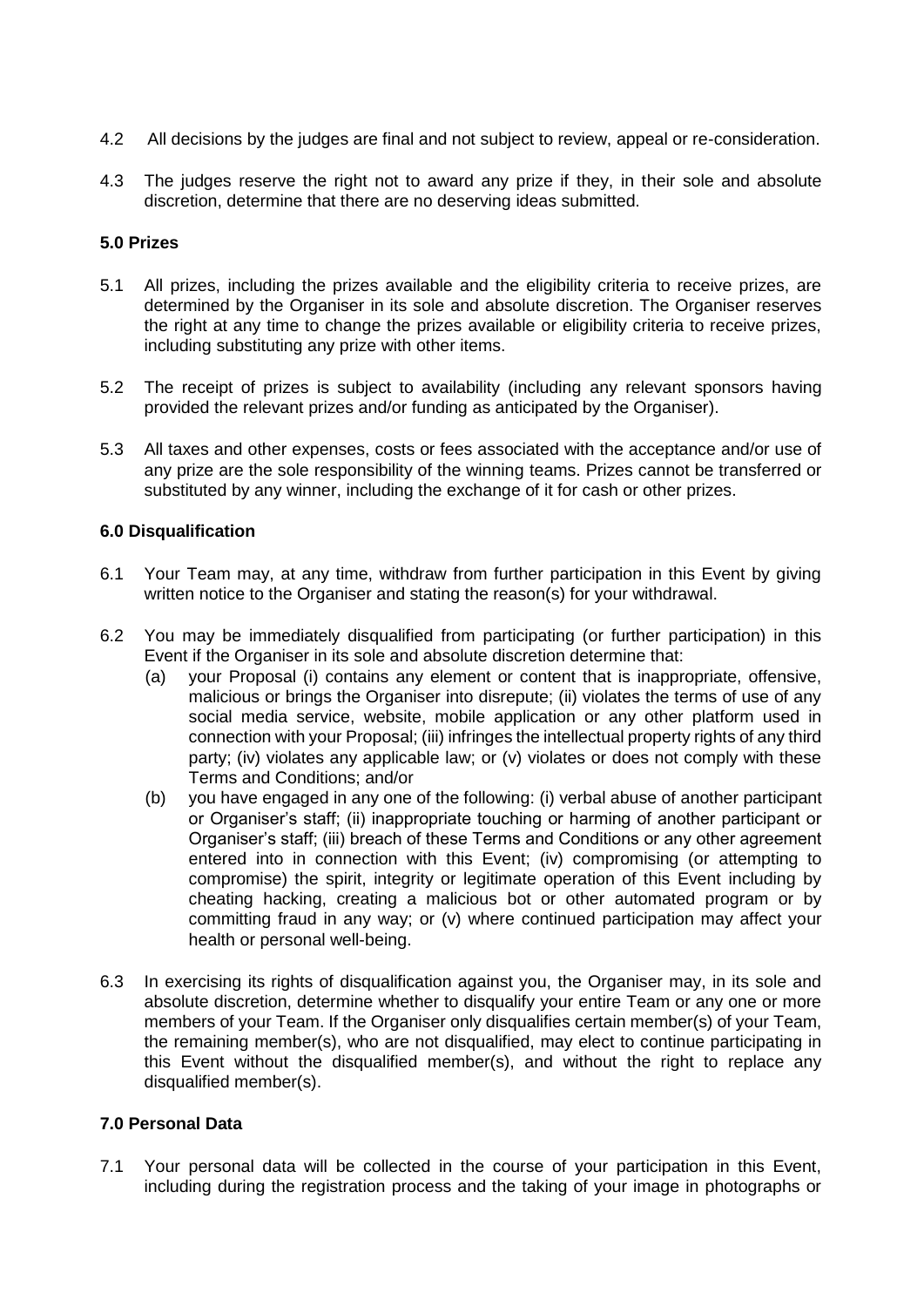4.2 All decisions by the judges are final and not subject to review, appeal or re-consideration.

4.3 The judges reserve the right not to award any prize if they, in their sole and absolute discretion, determine that there are no deserving ideas submitted.

**5.0 Prizes**

5.1 All prizes, including the prizes available and the eligibility criteria to receive prizes, are determined by the Organiser in its sole and absolute discretion. The Organiser reserves the right at any time to change the prizes available or eligibility criteria to receive prizes, including substituting any prize with other items.

5.2 The receipt of prizes is subject to availability (including any relevant sponsors having provided the relevant prizes and/or funding as anticipated by the Organiser).

5.3 All taxes and other expenses, costs or fees associated with the acceptance and/or use of any prize are the sole responsibility of the winning teams. Prizes cannot be transferred or substituted by any winner, including the exchange of it for cash or other prizes.

**6.0 Disqualification**

6.1 Your Team may, at any time, withdraw from further participation in this Event by giving written notice to the Organiser and stating the reason(s) for your withdrawal.

6.2 You may be immediately disqualified from participating (or further participation) in this Event if the Organiser in its sole and absolute discretion determine that:

   (a) your Proposal (i) contains any element or content that is inappropriate, offensive, malicious or brings the Organiser into disrepute; (ii) violates the terms of use of any social media service, website, mobile application or any other platform used in connection with your Proposal; (iii) infringes the intellectual property rights of any third party; (iv) violates any applicable law; or (v) violates or does not comply with these Terms and Conditions; and/or

   (b) you have engaged in any one of the following: (i) verbal abuse of another participant or Organiser's staff; (ii) inappropriate touching or harming of another participant or Organiser's staff; (iii) breach of these Terms and Conditions or any other agreement entered into in connection with this Event; (iv) compromising (or attempting to compromise) the spirit, integrity or legitimate operation of this Event including by cheating hacking, creating a malicious bot or other automated program or by committing fraud in any way; or (v) where continued participation may affect your health or personal well-being.

6.3 In exercising its rights of disqualification against you, the Organiser may, in its sole and absolute discretion, determine whether to disqualify your entire Team or any one or more members of your Team. If the Organiser only disqualifies certain member(s) of your Team, the remaining member(s), who are not disqualified, may elect to continue participating in this Event without the disqualified member(s), and without the right to replace any disqualified member(s).

**7.0 Personal Data**

7.1 Your personal data will be collected in the course of your participation in this Event, including during the registration process and the taking of your image in photographs or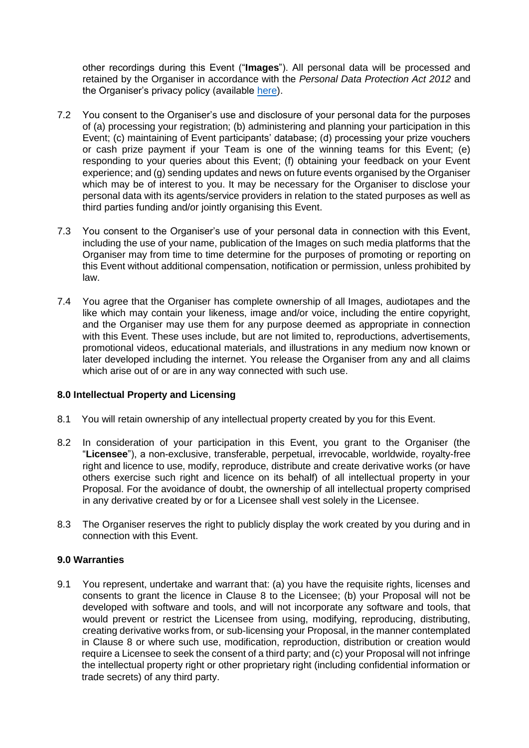other recordings during this Event ("**Images**"). All personal data will be processed and retained by the Organiser in accordance with the *Personal Data Protection Act 2012* and the Organiser's privacy policy (available here).

7.2 You consent to the Organiser's use and disclosure of your personal data for the purposes of (a) processing your registration; (b) administering and planning your participation in this Event; (c) maintaining of Event participants' database; (d) processing your prize vouchers or cash prize payment if your Team is one of the winning teams for this Event; (e) responding to your queries about this Event; (f) obtaining your feedback on your Event experience; and (g) sending updates and news on future events organised by the Organiser which may be of interest to you. It may be necessary for the Organiser to disclose your personal data with its agents/service providers in relation to the stated purposes as well as third parties funding and/or jointly organising this Event.

7.3 You consent to the Organiser's use of your personal data in connection with this Event, including the use of your name, publication of the Images on such media platforms that the Organiser may from time to time determine for the purposes of promoting or reporting on this Event without additional compensation, notification or permission, unless prohibited by law.

7.4 You agree that the Organiser has complete ownership of all Images, audiotapes and the like which may contain your likeness, image and/or voice, including the entire copyright, and the Organiser may use them for any purpose deemed as appropriate in connection with this Event. These uses include, but are not limited to, reproductions, advertisements, promotional videos, educational materials, and illustrations in any medium now known or later developed including the internet. You release the Organiser from any and all claims which arise out of or are in any way connected with such use.

### 8.0 Intellectual Property and Licensing

8.1 You will retain ownership of any intellectual property created by you for this Event.

8.2 In consideration of your participation in this Event, you grant to the Organiser (the "**Licensee**"), a non-exclusive, transferable, perpetual, irrevocable, worldwide, royalty-free right and licence to use, modify, reproduce, distribute and create derivative works (or have others exercise such right and licence on its behalf) of all intellectual property in your Proposal. For the avoidance of doubt, the ownership of all intellectual property comprised in any derivative created by or for a Licensee shall vest solely in the Licensee.

8.3 The Organiser reserves the right to publicly display the work created by you during and in connection with this Event.

### 9.0 Warranties

9.1 You represent, undertake and warrant that: (a) you have the requisite rights, licenses and consents to grant the licence in Clause 8 to the Licensee; (b) your Proposal will not be developed with software and tools, and will not incorporate any software and tools, that would prevent or restrict the Licensee from using, modifying, reproducing, distributing, creating derivative works from, or sub-licensing your Proposal, in the manner contemplated in Clause 8 or where such use, modification, reproduction, distribution or creation would require a Licensee to seek the consent of a third party; and (c) your Proposal will not infringe the intellectual property right or other proprietary right (including confidential information or trade secrets) of any third party.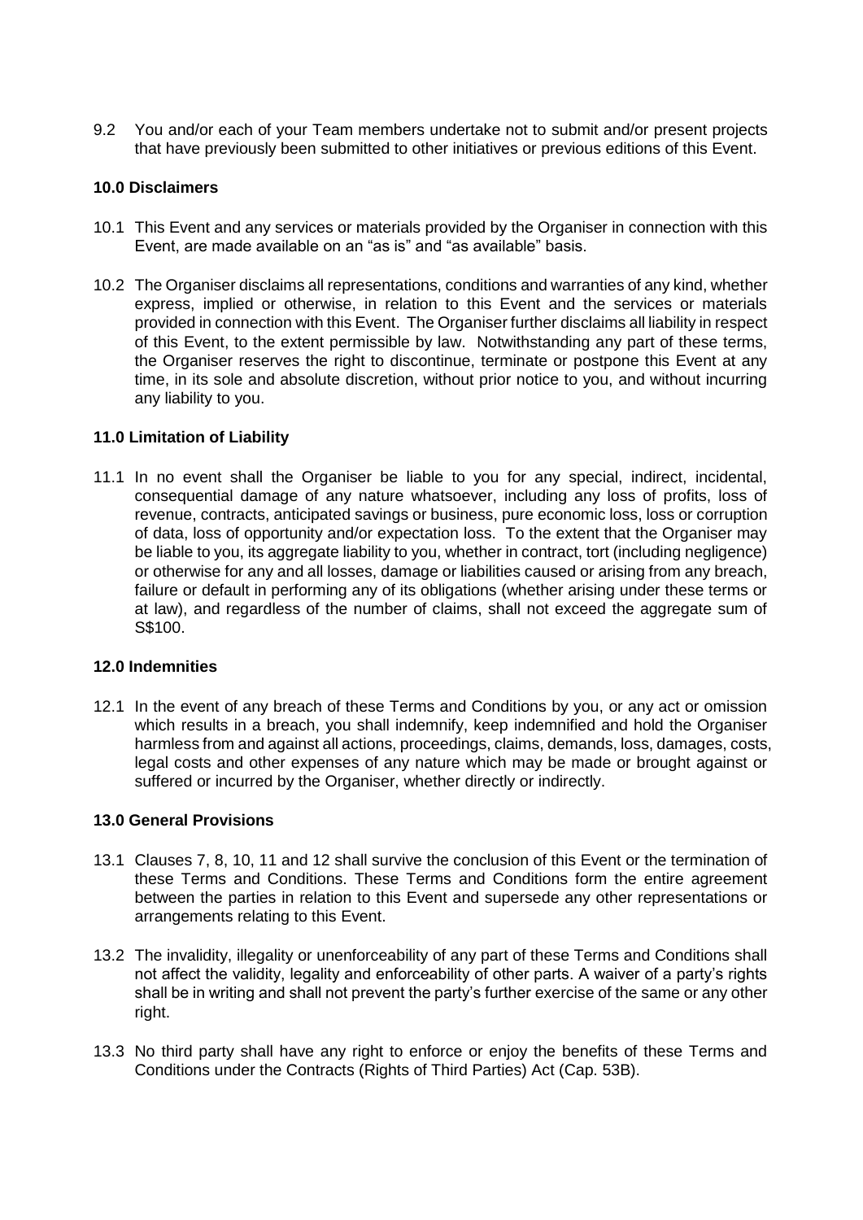9.2 You and/or each of your Team members undertake not to submit and/or present projects that have previously been submitted to other initiatives or previous editions of this Event.

**10.0 Disclaimers**

10.1 This Event and any services or materials provided by the Organiser in connection with this Event, are made available on an "as is" and "as available" basis.

10.2 The Organiser disclaims all representations, conditions and warranties of any kind, whether express, implied or otherwise, in relation to this Event and the services or materials provided in connection with this Event. The Organiser further disclaims all liability in respect of this Event, to the extent permissible by law. Notwithstanding any part of these terms, the Organiser reserves the right to discontinue, terminate or postpone this Event at any time, in its sole and absolute discretion, without prior notice to you, and without incurring any liability to you.

**11.0 Limitation of Liability**

11.1 In no event shall the Organiser be liable to you for any special, indirect, incidental, consequential damage of any nature whatsoever, including any loss of profits, loss of revenue, contracts, anticipated savings or business, pure economic loss, loss or corruption of data, loss of opportunity and/or expectation loss. To the extent that the Organiser may be liable to you, its aggregate liability to you, whether in contract, tort (including negligence) or otherwise for any and all losses, damage or liabilities caused or arising from any breach, failure or default in performing any of its obligations (whether arising under these terms or at law), and regardless of the number of claims, shall not exceed the aggregate sum of S$100.

**12.0 Indemnities**

12.1 In the event of any breach of these Terms and Conditions by you, or any act or omission which results in a breach, you shall indemnify, keep indemnified and hold the Organiser harmless from and against all actions, proceedings, claims, demands, loss, damages, costs, legal costs and other expenses of any nature which may be made or brought against or suffered or incurred by the Organiser, whether directly or indirectly.

**13.0 General Provisions**

13.1 Clauses 7, 8, 10, 11 and 12 shall survive the conclusion of this Event or the termination of these Terms and Conditions. These Terms and Conditions form the entire agreement between the parties in relation to this Event and supersede any other representations or arrangements relating to this Event.

13.2 The invalidity, illegality or unenforceability of any part of these Terms and Conditions shall not affect the validity, legality and enforceability of other parts. A waiver of a party's rights shall be in writing and shall not prevent the party's further exercise of the same or any other right.

13.3 No third party shall have any right to enforce or enjoy the benefits of these Terms and Conditions under the Contracts (Rights of Third Parties) Act (Cap. 53B).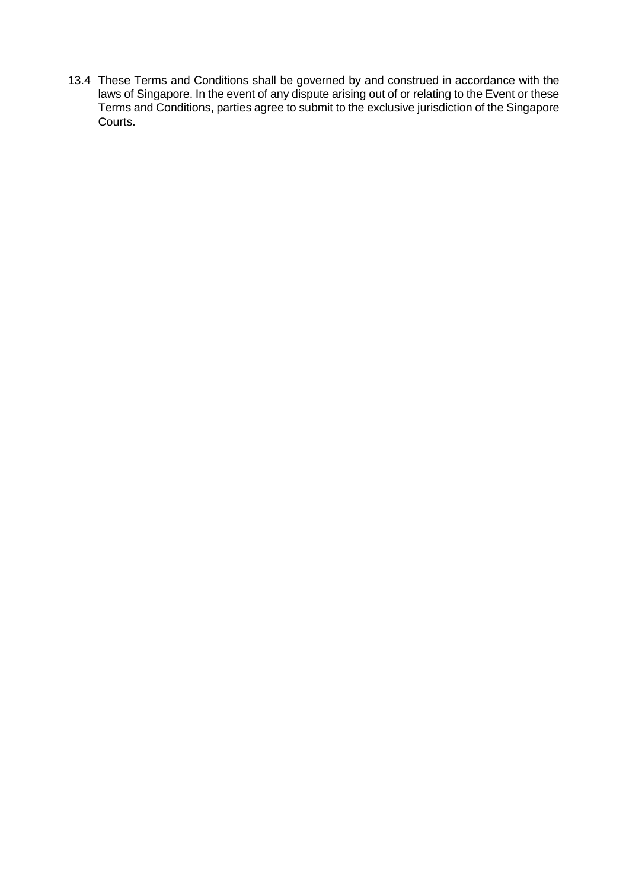13.4 These Terms and Conditions shall be governed by and construed in accordance with the laws of Singapore. In the event of any dispute arising out of or relating to the Event or these Terms and Conditions, parties agree to submit to the exclusive jurisdiction of the Singapore Courts.